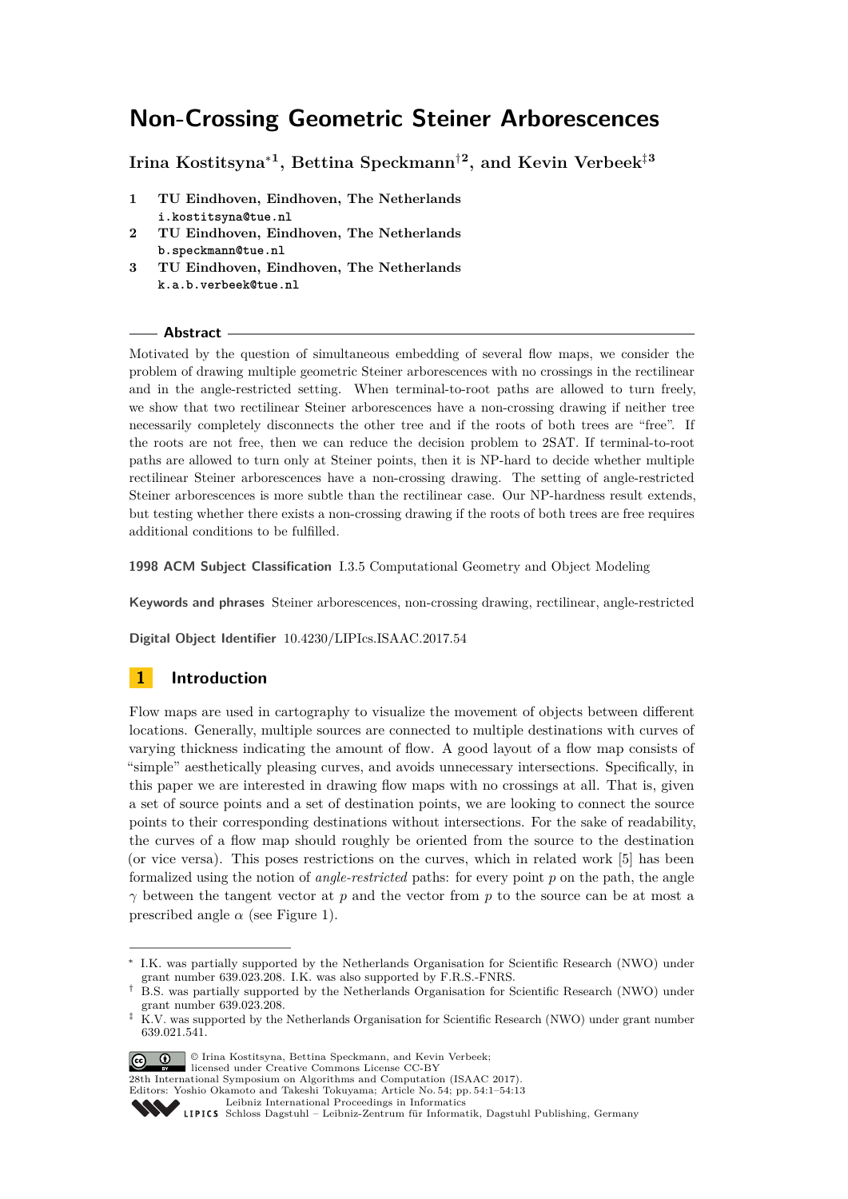# Non-Crossing Geometric Steiner Arborescences

**Irina Kostitsyna*[1], Bettina Speckmann†[2], and Kevin Verbeek‡[3]**

1. **TU Eindhoven, Eindhoven, The Netherlands**
   i.kostitsyna@tue.nl
2. **TU Eindhoven, Eindhoven, The Netherlands**
   b.speckmann@tue.nl
3. **TU Eindhoven, Eindhoven, The Netherlands**
   k.a.b.verbeek@tue.nl

## Abstract

Motivated by the question of simultaneous embedding of several flow maps, we consider the problem of drawing multiple geometric Steiner arborescences with no crossings in the rectilinear and in the angle-restricted setting. When terminal-to-root paths are allowed to turn freely, we show that two rectilinear Steiner arborescences have a non-crossing drawing if neither tree necessarily completely disconnects the other tree and if the roots of both trees are "free". If the roots are not free, then we can reduce the decision problem to 2SAT. If terminal-to-root paths are allowed to turn only at Steiner points, then it is NP-hard to decide whether multiple rectilinear Steiner arborescences have a non-crossing drawing. The setting of angle-restricted Steiner arborescences is more subtle than the rectilinear case. Our NP-hardness result extends, but testing whether there exists a non-crossing drawing if the roots of both trees are free requires additional conditions to be fulfilled.

**1998 ACM Subject Classification** I.3.5 Computational Geometry and Object Modeling

**Keywords and phrases** Steiner arborescences, non-crossing drawing, rectilinear, angle-restricted

**Digital Object Identifier** 10.4230/LIPIcs.ISAAC.2017.54

## 1 Introduction

Flow maps are used in cartography to visualize the movement of objects between different locations. Generally, multiple sources are connected to multiple destinations with curves of varying thickness indicating the amount of flow. A good layout of a flow map consists of "simple" aesthetically pleasing curves, and avoids unnecessary intersections. Specifically, in this paper we are interested in drawing flow maps with no crossings at all. That is, given a set of source points and a set of destination points, we are looking to connect the source points to their corresponding destinations without intersections. For the sake of readability, the curves of a flow map should roughly be oriented from the source to the destination (or vice versa). This poses restrictions on the curves, which in related work [5] has been formalized using the notion of *angle-restricted* paths: for every point $p$ on the path, the angle $\gamma$ between the tangent vector at $p$ and the vector from $p$ to the source can be at most a prescribed angle $\alpha$ (see Figure 1).

---

* I.K. was partially supported by the Netherlands Organisation for Scientific Research (NWO) under grant number 639.023.208. I.K. was also supported by F.R.S.-FNRS.

† B.S. was partially supported by the Netherlands Organisation for Scientific Research (NWO) under grant number 639.023.208.

‡ K.V. was supported by the Netherlands Organisation for Scientific Research (NWO) under grant number 639.021.541.

© Irina Kostitsyna, Bettina Speckmann, and Kevin Verbeek; licensed under Creative Commons License CC-BY
28th International Symposium on Algorithms and Computation (ISAAC 2017).
Editors: Yoshio Okamoto and Takeshi Tokuyama; Article No. 54; pp. 54:1–54:13
Leibniz International Proceedings in Informatics
LIPICS Schloss Dagstuhl – Leibniz-Zentrum für Informatik, Dagstuhl Publishing, Germany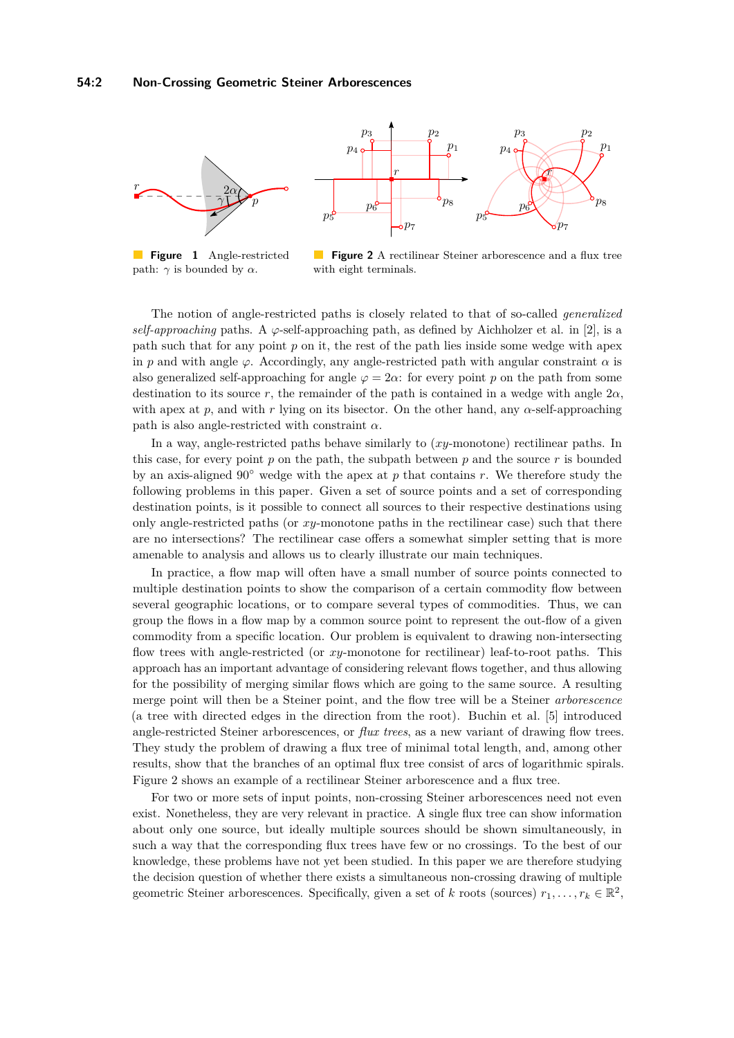**Figure 1** Angle-restricted path: $\gamma$ is bounded by $\alpha$.

**Figure 2** A rectilinear Steiner arborescence and a flux tree with eight terminals.

The notion of angle-restricted paths is closely related to that of so-called *generalized self-approaching* paths. A $\varphi$-self-approaching path, as defined by Aichholzer et al. in [2], is a path such that for any point $p$ on it, the rest of the path lies inside some wedge with apex in $p$ and with angle $\varphi$. Accordingly, any angle-restricted path with angular constraint $\alpha$ is also generalized self-approaching for angle $\varphi = 2\alpha$: for every point $p$ on the path from some destination to its source $r$, the remainder of the path is contained in a wedge with angle $2\alpha$, with apex at $p$, and with $r$ lying on its bisector. On the other hand, any $\alpha$-self-approaching path is also angle-restricted with constraint $\alpha$.

In a way, angle-restricted paths behave similarly to ($xy$-monotone) rectilinear paths. In this case, for every point $p$ on the path, the subpath between $p$ and the source $r$ is bounded by an axis-aligned $90°$ wedge with the apex at $p$ that contains $r$. We therefore study the following problems in this paper. Given a set of source points and a set of corresponding destination points, is it possible to connect all sources to their respective destinations using only angle-restricted paths (or $xy$-monotone paths in the rectilinear case) such that there are no intersections? The rectilinear case offers a somewhat simpler setting that is more amenable to analysis and allows us to clearly illustrate our main techniques.

In practice, a flow map will often have a small number of source points connected to multiple destination points to show the comparison of a certain commodity flow between several geographic locations, or to compare several types of commodities. Thus, we can group the flows in a flow map by a common source point to represent the out-flow of a given commodity from a specific location. Our problem is equivalent to drawing non-intersecting flow trees with angle-restricted (or $xy$-monotone for rectilinear) leaf-to-root paths. This approach has an important advantage of considering relevant flows together, and thus allowing for the possibility of merging similar flows which are going to the same source. A resulting merge point will then be a Steiner point, and the flow tree will be a Steiner *arborescence* (a tree with directed edges in the direction from the root). Buchin et al. [5] introduced angle-restricted Steiner arborescences, or *flux trees*, as a new variant of drawing flow trees. They study the problem of drawing a flux tree of minimal total length, and, among other results, show that the branches of an optimal flux tree consist of arcs of logarithmic spirals. Figure 2 shows an example of a rectilinear Steiner arborescence and a flux tree.

For two or more sets of input points, non-crossing Steiner arborescences need not even exist. Nonetheless, they are very relevant in practice. A single flux tree can show information about only one source, but ideally multiple sources should be shown simultaneously, in such a way that the corresponding flux trees have few or no crossings. To the best of our knowledge, these problems have not yet been studied. In this paper we are therefore studying the decision question of whether there exists a simultaneous non-crossing drawing of multiple geometric Steiner arborescences. Specifically, given a set of $k$ roots (sources) $r_1, \ldots, r_k \in \mathbb{R}^2$,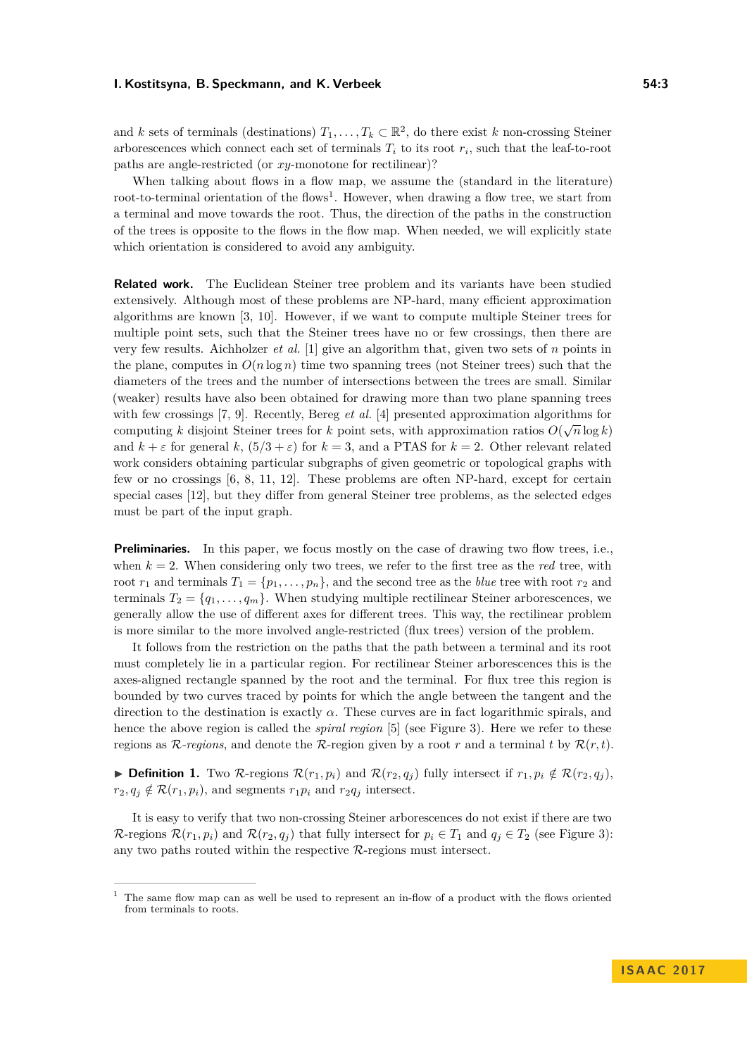and $k$ sets of terminals (destinations) $T_1, \ldots, T_k \subset \mathbb{R}^2$, do there exist $k$ non-crossing Steiner arborescences which connect each set of terminals $T_i$ to its root $r_i$, such that the leaf-to-root paths are angle-restricted (or $xy$-monotone for rectilinear)?

When talking about flows in a flow map, we assume the (standard in the literature) root-to-terminal orientation of the flows[1]. However, when drawing a flow tree, we start from a terminal and move towards the root. Thus, the direction of the paths in the construction of the trees is opposite to the flows in the flow map. When needed, we will explicitly state which orientation is considered to avoid any ambiguity.

**Related work.** The Euclidean Steiner tree problem and its variants have been studied extensively. Although most of these problems are NP-hard, many efficient approximation algorithms are known [3, 10]. However, if we want to compute multiple Steiner trees for multiple point sets, such that the Steiner trees have no or few crossings, then there are very few results. Aichholzer *et al.* [1] give an algorithm that, given two sets of $n$ points in the plane, computes in $O(n \log n)$ time two spanning trees (not Steiner trees) such that the diameters of the trees and the number of intersections between the trees are small. Similar (weaker) results have also been obtained for drawing more than two plane spanning trees with few crossings [7, 9]. Recently, Bereg *et al.* [4] presented approximation algorithms for computing $k$ disjoint Steiner trees for $k$ point sets, with approximation ratios $O(\sqrt{n} \log k)$ and $k + \varepsilon$ for general $k$, $(5/3 + \varepsilon)$ for $k = 3$, and a PTAS for $k = 2$. Other relevant related work considers obtaining particular subgraphs of given geometric or topological graphs with few or no crossings [6, 8, 11, 12]. These problems are often NP-hard, except for certain special cases [12], but they differ from general Steiner tree problems, as the selected edges must be part of the input graph.

**Preliminaries.** In this paper, we focus mostly on the case of drawing two flow trees, i.e., when $k = 2$. When considering only two trees, we refer to the first tree as the *red* tree, with root $r_1$ and terminals $T_1 = \{p_1, \ldots, p_n\}$, and the second tree as the *blue* tree with root $r_2$ and terminals $T_2 = \{q_1, \ldots, q_m\}$. When studying multiple rectilinear Steiner arborescences, we generally allow the use of different axes for different trees. This way, the rectilinear problem is more similar to the more involved angle-restricted (flux trees) version of the problem.

It follows from the restriction on the paths that the path between a terminal and its root must completely lie in a particular region. For rectilinear Steiner arborescences this is the axes-aligned rectangle spanned by the root and the terminal. For flux tree this region is bounded by two curves traced by points for which the angle between the tangent and the direction to the destination is exactly $\alpha$. These curves are in fact logarithmic spirals, and hence the above region is called the *spiral region* [5] (see Figure 3). Here we refer to these regions as $\mathcal{R}$*-regions*, and denote the $\mathcal{R}$-region given by a root $r$ and a terminal $t$ by $\mathcal{R}(r, t)$.

▶ **Definition 1.** Two $\mathcal{R}$-regions $\mathcal{R}(r_1, p_i)$ and $\mathcal{R}(r_2, q_j)$ fully intersect if $r_1, p_i \notin \mathcal{R}(r_2, q_j)$, $r_2, q_j \notin \mathcal{R}(r_1, p_i)$, and segments $r_1 p_i$ and $r_2 q_j$ intersect.

It is easy to verify that two non-crossing Steiner arborescences do not exist if there are two $\mathcal{R}$-regions $\mathcal{R}(r_1, p_i)$ and $\mathcal{R}(r_2, q_j)$ that fully intersect for $p_i \in T_1$ and $q_j \in T_2$ (see Figure 3): any two paths routed within the respective $\mathcal{R}$-regions must intersect.

[1] The same flow map can as well be used to represent an in-flow of a product with the flows oriented from terminals to roots.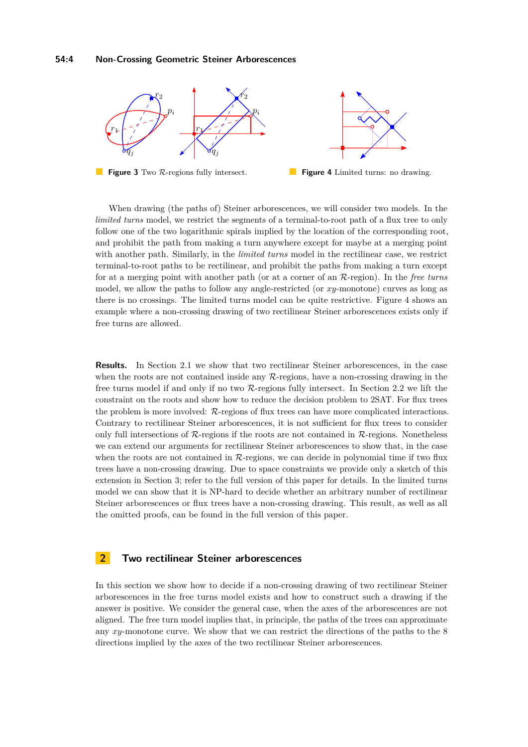**Figure 3** Two $\mathcal{R}$-regions fully intersect.

**Figure 4** Limited turns: no drawing.

When drawing (the paths of) Steiner arborescences, we will consider two models. In the *limited turns* model, we restrict the segments of a terminal-to-root path of a flux tree to only follow one of the two logarithmic spirals implied by the location of the corresponding root, and prohibit the path from making a turn anywhere except for maybe at a merging point with another path. Similarly, in the *limited turns* model in the rectilinear case, we restrict terminal-to-root paths to be rectilinear, and prohibit the paths from making a turn except for at a merging point with another path (or at a corner of an $\mathcal{R}$-region). In the *free turns* model, we allow the paths to follow any angle-restricted (or $xy$-monotone) curves as long as there is no crossings. The limited turns model can be quite restrictive. Figure 4 shows an example where a non-crossing drawing of two rectilinear Steiner arborescences exists only if free turns are allowed.

**Results.** In Section 2.1 we show that two rectilinear Steiner arborescences, in the case when the roots are not contained inside any $\mathcal{R}$-regions, have a non-crossing drawing in the free turns model if and only if no two $\mathcal{R}$-regions fully intersect. In Section 2.2 we lift the constraint on the roots and show how to reduce the decision problem to 2SAT. For flux trees the problem is more involved: $\mathcal{R}$-regions of flux trees can have more complicated interactions. Contrary to rectilinear Steiner arborescences, it is not sufficient for flux trees to consider only full intersections of $\mathcal{R}$-regions if the roots are not contained in $\mathcal{R}$-regions. Nonetheless we can extend our arguments for rectilinear Steiner arborescences to show that, in the case when the roots are not contained in $\mathcal{R}$-regions, we can decide in polynomial time if two flux trees have a non-crossing drawing. Due to space constraints we provide only a sketch of this extension in Section 3; refer to the full version of this paper for details. In the limited turns model we can show that it is NP-hard to decide whether an arbitrary number of rectilinear Steiner arborescences or flux trees have a non-crossing drawing. This result, as well as all the omitted proofs, can be found in the full version of this paper.

## 2 Two rectilinear Steiner arborescences

In this section we show how to decide if a non-crossing drawing of two rectilinear Steiner arborescences in the free turns model exists and how to construct such a drawing if the answer is positive. We consider the general case, when the axes of the arborescences are not aligned. The free turn model implies that, in principle, the paths of the trees can approximate any $xy$-monotone curve. We show that we can restrict the directions of the paths to the 8 directions implied by the axes of the two rectilinear Steiner arborescences.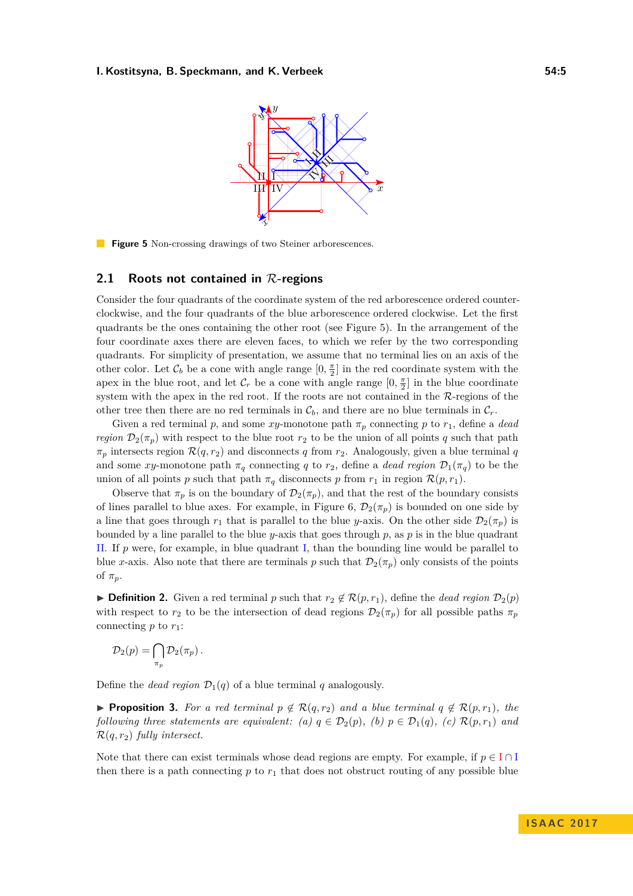**Figure 5** Non-crossing drawings of two Steiner arborescences.

## 2.1 Roots not contained in $\mathcal{R}$-regions

Consider the four quadrants of the coordinate system of the red arborescence ordered counter-clockwise, and the four quadrants of the blue arborescence ordered clockwise. Let the first quadrants be the ones containing the other root (see Figure 5). In the arrangement of the four coordinate axes there are eleven faces, to which we refer by the two corresponding quadrants. For simplicity of presentation, we assume that no terminal lies on an axis of the other color. Let $\mathcal{C}_b$ be a cone with angle range $[0, \frac{\pi}{2}]$ in the red coordinate system with the apex in the blue root, and let $\mathcal{C}_r$ be a cone with angle range $[0, \frac{\pi}{2}]$ in the blue coordinate system with the apex in the red root. If the roots are not contained in the $\mathcal{R}$-regions of the other tree then there are no red terminals in $\mathcal{C}_b$, and there are no blue terminals in $\mathcal{C}_r$.

Given a red terminal $p$, and some $xy$-monotone path $\pi_p$ connecting $p$ to $r_1$, define a *dead region* $\mathcal{D}_2(\pi_p)$ with respect to the blue root $r_2$ to be the union of all points $q$ such that path $\pi_p$ intersects region $\mathcal{R}(q, r_2)$ and disconnects $q$ from $r_2$. Analogously, given a blue terminal $q$ and some $xy$-monotone path $\pi_q$ connecting $q$ to $r_2$, define a *dead region* $\mathcal{D}_1(\pi_q)$ to be the union of all points $p$ such that path $\pi_q$ disconnects $p$ from $r_1$ in region $\mathcal{R}(p, r_1)$.

Observe that $\pi_p$ is on the boundary of $\mathcal{D}_2(\pi_p)$, and that the rest of the boundary consists of lines parallel to blue axes. For example, in Figure 6, $\mathcal{D}_2(\pi_p)$ is bounded on one side by a line that goes through $r_1$ that is parallel to the blue $y$-axis. On the other side $\mathcal{D}_2(\pi_p)$ is bounded by a line parallel to the blue $y$-axis that goes through $p$, as $p$ is in the blue quadrant II. If $p$ were, for example, in blue quadrant I, than the bounding line would be parallel to blue $x$-axis. Also note that there are terminals $p$ such that $\mathcal{D}_2(\pi_p)$ only consists of the points of $\pi_p$.

▶ **Definition 2.** Given a red terminal $p$ such that $r_2 \notin \mathcal{R}(p, r_1)$, define the *dead region* $\mathcal{D}_2(p)$ with respect to $r_2$ to be the intersection of dead regions $\mathcal{D}_2(\pi_p)$ for all possible paths $\pi_p$ connecting $p$ to $r_1$:

$$\mathcal{D}_2(p) = \bigcap_{\pi_p} \mathcal{D}_2(\pi_p)\,.$$

Define the *dead region* $\mathcal{D}_1(q)$ of a blue terminal $q$ analogously.

▶ **Proposition 3.** *For a red terminal $p \notin \mathcal{R}(q, r_2)$ and a blue terminal $q \notin \mathcal{R}(p, r_1)$, the following three statements are equivalent: (a) $q \in \mathcal{D}_2(p)$, (b) $p \in \mathcal{D}_1(q)$, (c) $\mathcal{R}(p, r_1)$ and $\mathcal{R}(q, r_2)$ fully intersect.*

Note that there can exist terminals whose dead regions are empty. For example, if $p \in \mathrm{I} \cap \mathrm{I}$ then there is a path connecting $p$ to $r_1$ that does not obstruct routing of any possible blue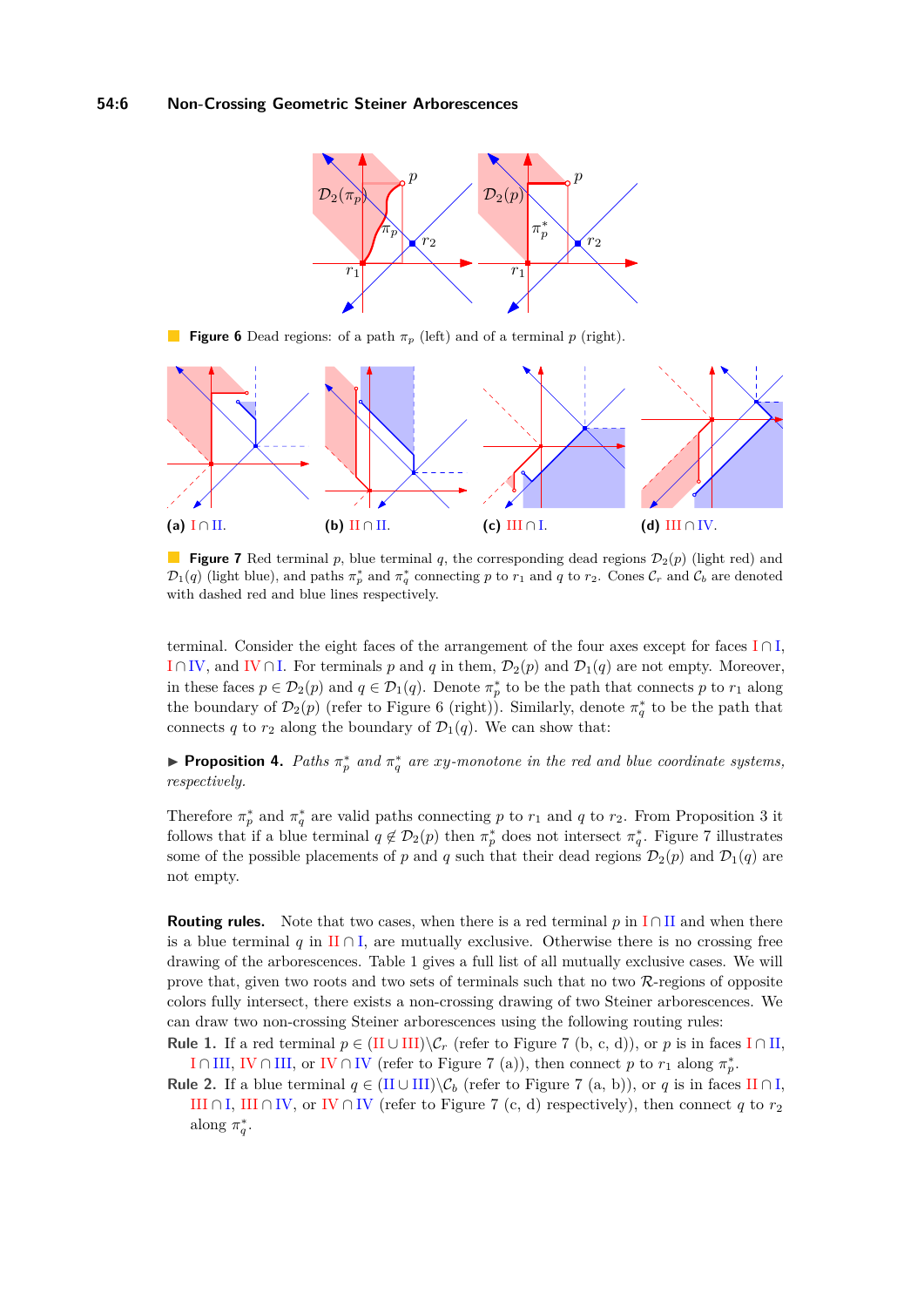**Figure 6** Dead regions: of a path $\pi_p$ (left) and of a terminal $p$ (right).

(a) $\mathrm{I} \cap \mathrm{II}$. (b) $\mathrm{II} \cap \mathrm{II}$. (c) $\mathrm{III} \cap \mathrm{I}$. (d) $\mathrm{III} \cap \mathrm{IV}$.

**Figure 7** Red terminal $p$, blue terminal $q$, the corresponding dead regions $\mathcal{D}_2(p)$ (light red) and $\mathcal{D}_1(q)$ (light blue), and paths $\pi_p^*$ and $\pi_q^*$ connecting $p$ to $r_1$ and $q$ to $r_2$. Cones $\mathcal{C}_r$ and $\mathcal{C}_b$ are denoted with dashed red and blue lines respectively.

terminal. Consider the eight faces of the arrangement of the four axes except for faces $\mathrm{I} \cap \mathrm{I}$, $\mathrm{I} \cap \mathrm{IV}$, and $\mathrm{IV} \cap \mathrm{I}$. For terminals $p$ and $q$ in them, $\mathcal{D}_2(p)$ and $\mathcal{D}_1(q)$ are not empty. Moreover, in these faces $p \in \mathcal{D}_2(p)$ and $q \in \mathcal{D}_1(q)$. Denote $\pi_p^*$ to be the path that connects $p$ to $r_1$ along the boundary of $\mathcal{D}_2(p)$ (refer to Figure 6 (right)). Similarly, denote $\pi_q^*$ to be the path that connects $q$ to $r_2$ along the boundary of $\mathcal{D}_1(q)$. We can show that:

▶ **Proposition 4.** *Paths $\pi_p^*$ and $\pi_q^*$ are xy-monotone in the red and blue coordinate systems, respectively.*

Therefore $\pi_p^*$ and $\pi_q^*$ are valid paths connecting $p$ to $r_1$ and $q$ to $r_2$. From Proposition 3 it follows that if a blue terminal $q \notin \mathcal{D}_2(p)$ then $\pi_p^*$ does not intersect $\pi_q^*$. Figure 7 illustrates some of the possible placements of $p$ and $q$ such that their dead regions $\mathcal{D}_2(p)$ and $\mathcal{D}_1(q)$ are not empty.

**Routing rules.** Note that two cases, when there is a red terminal $p$ in $\mathrm{I} \cap \mathrm{II}$ and when there is a blue terminal $q$ in $\mathrm{II} \cap \mathrm{I}$, are mutually exclusive. Otherwise there is no crossing free drawing of the arborescences. Table 1 gives a full list of all mutually exclusive cases. We will prove that, given two roots and two sets of terminals such that no two $\mathcal{R}$-regions of opposite colors fully intersect, there exists a non-crossing drawing of two Steiner arborescences. We can draw two non-crossing Steiner arborescences using the following routing rules:

**Rule 1.** If a red terminal $p \in (\mathrm{II} \cup \mathrm{III}) \backslash \mathcal{C}_r$ (refer to Figure 7 (b, c, d)), or $p$ is in faces $\mathrm{I} \cap \mathrm{II}$, $\mathrm{I} \cap \mathrm{III}$, $\mathrm{IV} \cap \mathrm{III}$, or $\mathrm{IV} \cap \mathrm{IV}$ (refer to Figure 7 (a)), then connect $p$ to $r_1$ along $\pi_p^*$.

**Rule 2.** If a blue terminal $q \in (\mathrm{II} \cup \mathrm{III}) \backslash \mathcal{C}_b$ (refer to Figure 7 (a, b)), or $q$ is in faces $\mathrm{II} \cap \mathrm{I}$, $\mathrm{III} \cap \mathrm{I}$, $\mathrm{III} \cap \mathrm{IV}$, or $\mathrm{IV} \cap \mathrm{IV}$ (refer to Figure 7 (c, d) respectively), then connect $q$ to $r_2$ along $\pi_q^*$.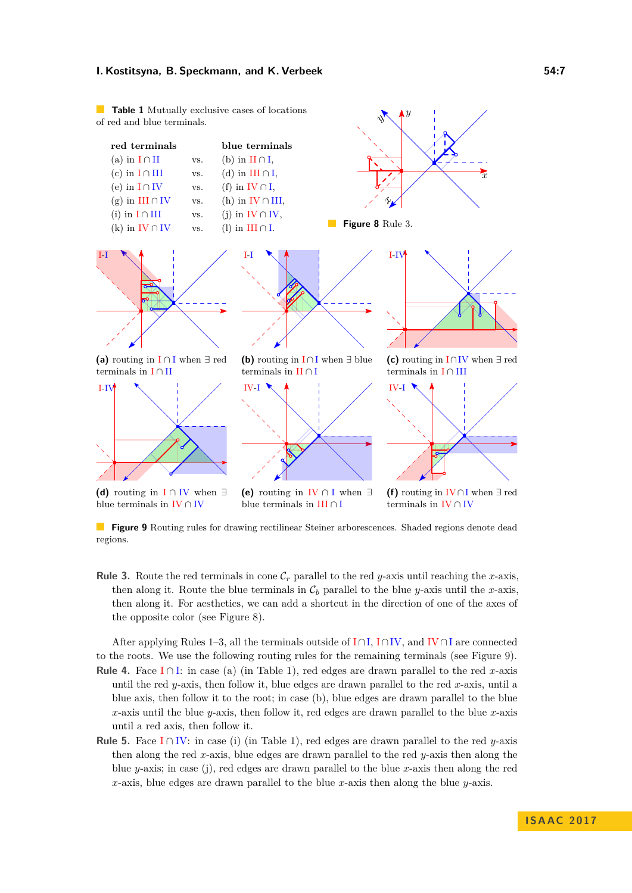**Table 1** Mutually exclusive cases of locations of red and blue terminals.

| red terminals | | blue terminals |
|---|---|---|
| (a) in I ∩ II | vs. | (b) in II ∩ I, |
| (c) in I ∩ III | vs. | (d) in III ∩ I, |
| (e) in I ∩ IV | vs. | (f) in IV ∩ I, |
| (g) in III ∩ IV | vs. | (h) in IV ∩ III, |
| (i) in I ∩ III | vs. | (j) in IV ∩ IV, |
| (k) in IV ∩ IV | vs. | (l) in III ∩ I. |

**Figure 8** Rule 3.

**(a)** routing in I ∩ I when ∃ red terminals in I ∩ II

**(b)** routing in I ∩ I when ∃ blue terminals in II ∩ I

**(c)** routing in I ∩ IV when ∃ red terminals in I ∩ III

**(d)** routing in I ∩ IV when ∃ blue terminals in IV ∩ IV

**(e)** routing in IV ∩ I when ∃ blue terminals in III ∩ I

**(f)** routing in IV ∩ I when ∃ red terminals in IV ∩ IV

**Figure 9** Routing rules for drawing rectilinear Steiner arborescences. Shaded regions denote dead regions.

**Rule 3.** Route the red terminals in cone $\mathcal{C}_r$ parallel to the red $y$-axis until reaching the $x$-axis, then along it. Route the blue terminals in $\mathcal{C}_b$ parallel to the blue $y$-axis until the $x$-axis, then along it. For aesthetics, we can add a shortcut in the direction of one of the axes of the opposite color (see Figure 8).

After applying Rules 1–3, all the terminals outside of I ∩ I, I ∩ IV, and IV ∩ I are connected to the roots. We use the following routing rules for the remaining terminals (see Figure 9).

**Rule 4.** Face I ∩ I: in case (a) (in Table 1), red edges are drawn parallel to the red $x$-axis until the red $y$-axis, then follow it, blue edges are drawn parallel to the red $x$-axis, until a blue axis, then follow it to the root; in case (b), blue edges are drawn parallel to the blue $x$-axis until the blue $y$-axis, then follow it, red edges are drawn parallel to the blue $x$-axis until a red axis, then follow it.

**Rule 5.** Face I ∩ IV: in case (i) (in Table 1), red edges are drawn parallel to the red $y$-axis then along the red $x$-axis, blue edges are drawn parallel to the red $y$-axis then along the blue $y$-axis; in case (j), red edges are drawn parallel to the blue $x$-axis then along the red $x$-axis, blue edges are drawn parallel to the blue $x$-axis then along the blue $y$-axis.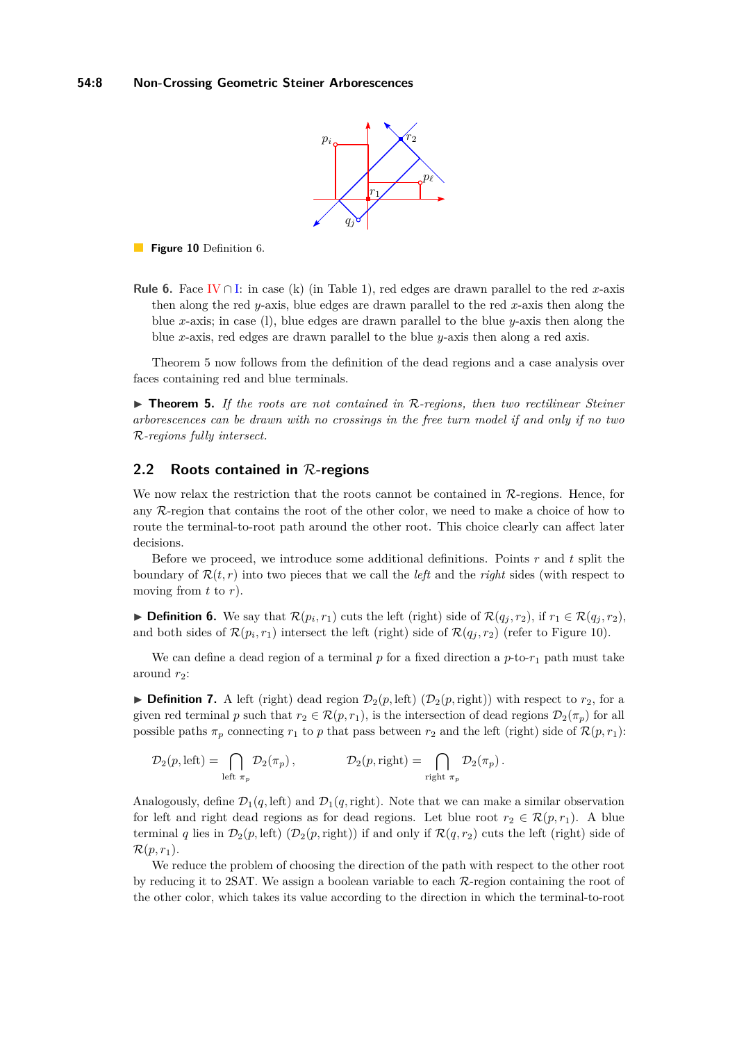**Figure 10** Definition 6.

**Rule 6.** Face IV ∩ I: in case (k) (in Table 1), red edges are drawn parallel to the red $x$-axis then along the red $y$-axis, blue edges are drawn parallel to the red $x$-axis then along the blue $x$-axis; in case (l), blue edges are drawn parallel to the blue $y$-axis then along the blue $x$-axis, red edges are drawn parallel to the blue $y$-axis then along a red axis.

Theorem 5 now follows from the definition of the dead regions and a case analysis over faces containing red and blue terminals.

▶ **Theorem 5.** *If the roots are not contained in $\mathcal{R}$-regions, then two rectilinear Steiner arborescences can be drawn with no crossings in the free turn model if and only if no two $\mathcal{R}$-regions fully intersect.*

## 2.2 Roots contained in $\mathcal{R}$-regions

We now relax the restriction that the roots cannot be contained in $\mathcal{R}$-regions. Hence, for any $\mathcal{R}$-region that contains the root of the other color, we need to make a choice of how to route the terminal-to-root path around the other root. This choice clearly can affect later decisions.

Before we proceed, we introduce some additional definitions. Points $r$ and $t$ split the boundary of $\mathcal{R}(t, r)$ into two pieces that we call the *left* and the *right* sides (with respect to moving from $t$ to $r$).

▶ **Definition 6.** We say that $\mathcal{R}(p_i, r_1)$ cuts the left (right) side of $\mathcal{R}(q_j, r_2)$, if $r_1 \in \mathcal{R}(q_j, r_2)$, and both sides of $\mathcal{R}(p_i, r_1)$ intersect the left (right) side of $\mathcal{R}(q_j, r_2)$ (refer to Figure 10).

We can define a dead region of a terminal $p$ for a fixed direction a $p$-to-$r_1$ path must take around $r_2$:

▶ **Definition 7.** A left (right) dead region $\mathcal{D}_2(p, \text{left})$ ($\mathcal{D}_2(p, \text{right})$) with respect to $r_2$, for a given red terminal $p$ such that $r_2 \in \mathcal{R}(p, r_1)$, is the intersection of dead regions $\mathcal{D}_2(\pi_p)$ for all possible paths $\pi_p$ connecting $r_1$ to $p$ that pass between $r_2$ and the left (right) side of $\mathcal{R}(p, r_1)$:

$$\mathcal{D}_2(p, \text{left}) = \bigcap_{\text{left } \pi_p} \mathcal{D}_2(\pi_p)\,, \qquad \mathcal{D}_2(p, \text{right}) = \bigcap_{\text{right } \pi_p} \mathcal{D}_2(\pi_p)\,.$$

Analogously, define $\mathcal{D}_1(q, \text{left})$ and $\mathcal{D}_1(q, \text{right})$. Note that we can make a similar observation for left and right dead regions as for dead regions. Let blue root $r_2 \in \mathcal{R}(p, r_1)$. A blue terminal $q$ lies in $\mathcal{D}_2(p, \text{left})$ ($\mathcal{D}_2(p, \text{right})$) if and only if $\mathcal{R}(q, r_2)$ cuts the left (right) side of $\mathcal{R}(p, r_1)$.

We reduce the problem of choosing the direction of the path with respect to the other root by reducing it to 2SAT. We assign a boolean variable to each $\mathcal{R}$-region containing the root of the other color, which takes its value according to the direction in which the terminal-to-root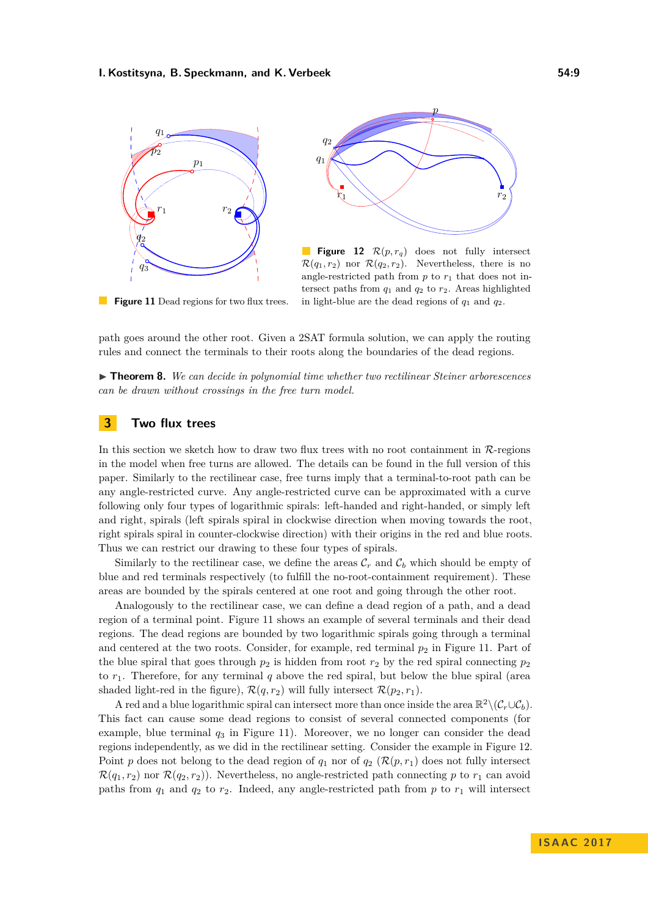**Figure 11** Dead regions for two flux trees.

**Figure 12** $\mathcal{R}(p, r_q)$ does not fully intersect $\mathcal{R}(q_1, r_2)$ nor $\mathcal{R}(q_2, r_2)$. Nevertheless, there is no angle-restricted path from $p$ to $r_1$ that does not intersect paths from $q_1$ and $q_2$ to $r_2$. Areas highlighted in light-blue are the dead regions of $q_1$ and $q_2$.

path goes around the other root. Given a 2SAT formula solution, we can apply the routing rules and connect the terminals to their roots along the boundaries of the dead regions.

▶ **Theorem 8.** *We can decide in polynomial time whether two rectilinear Steiner arborescences can be drawn without crossings in the free turn model.*

## 3 Two flux trees

In this section we sketch how to draw two flux trees with no root containment in $\mathcal{R}$-regions in the model when free turns are allowed. The details can be found in the full version of this paper. Similarly to the rectilinear case, free turns imply that a terminal-to-root path can be any angle-restricted curve. Any angle-restricted curve can be approximated with a curve following only four types of logarithmic spirals: left-handed and right-handed, or simply left and right, spirals (left spirals spiral in clockwise direction when moving towards the root, right spirals spiral in counter-clockwise direction) with their origins in the red and blue roots. Thus we can restrict our drawing to these four types of spirals.

Similarly to the rectilinear case, we define the areas $\mathcal{C}_r$ and $\mathcal{C}_b$ which should be empty of blue and red terminals respectively (to fulfill the no-root-containment requirement). These areas are bounded by the spirals centered at one root and going through the other root.

Analogously to the rectilinear case, we can define a dead region of a path, and a dead region of a terminal point. Figure 11 shows an example of several terminals and their dead regions. The dead regions are bounded by two logarithmic spirals going through a terminal and centered at the two roots. Consider, for example, red terminal $p_2$ in Figure 11. Part of the blue spiral that goes through $p_2$ is hidden from root $r_2$ by the red spiral connecting $p_2$ to $r_1$. Therefore, for any terminal $q$ above the red spiral, but below the blue spiral (area shaded light-red in the figure), $\mathcal{R}(q, r_2)$ will fully intersect $\mathcal{R}(p_2, r_1)$.

A red and a blue logarithmic spiral can intersect more than once inside the area $\mathbb{R}^2 \setminus (\mathcal{C}_r \cup \mathcal{C}_b)$. This fact can cause some dead regions to consist of several connected components (for example, blue terminal $q_3$ in Figure 11). Moreover, we no longer can consider the dead regions independently, as we did in the rectilinear setting. Consider the example in Figure 12. Point $p$ does not belong to the dead region of $q_1$ nor of $q_2$ ($\mathcal{R}(p, r_1)$ does not fully intersect $\mathcal{R}(q_1, r_2)$ nor $\mathcal{R}(q_2, r_2)$). Nevertheless, no angle-restricted path connecting $p$ to $r_1$ can avoid paths from $q_1$ and $q_2$ to $r_2$. Indeed, any angle-restricted path from $p$ to $r_1$ will intersect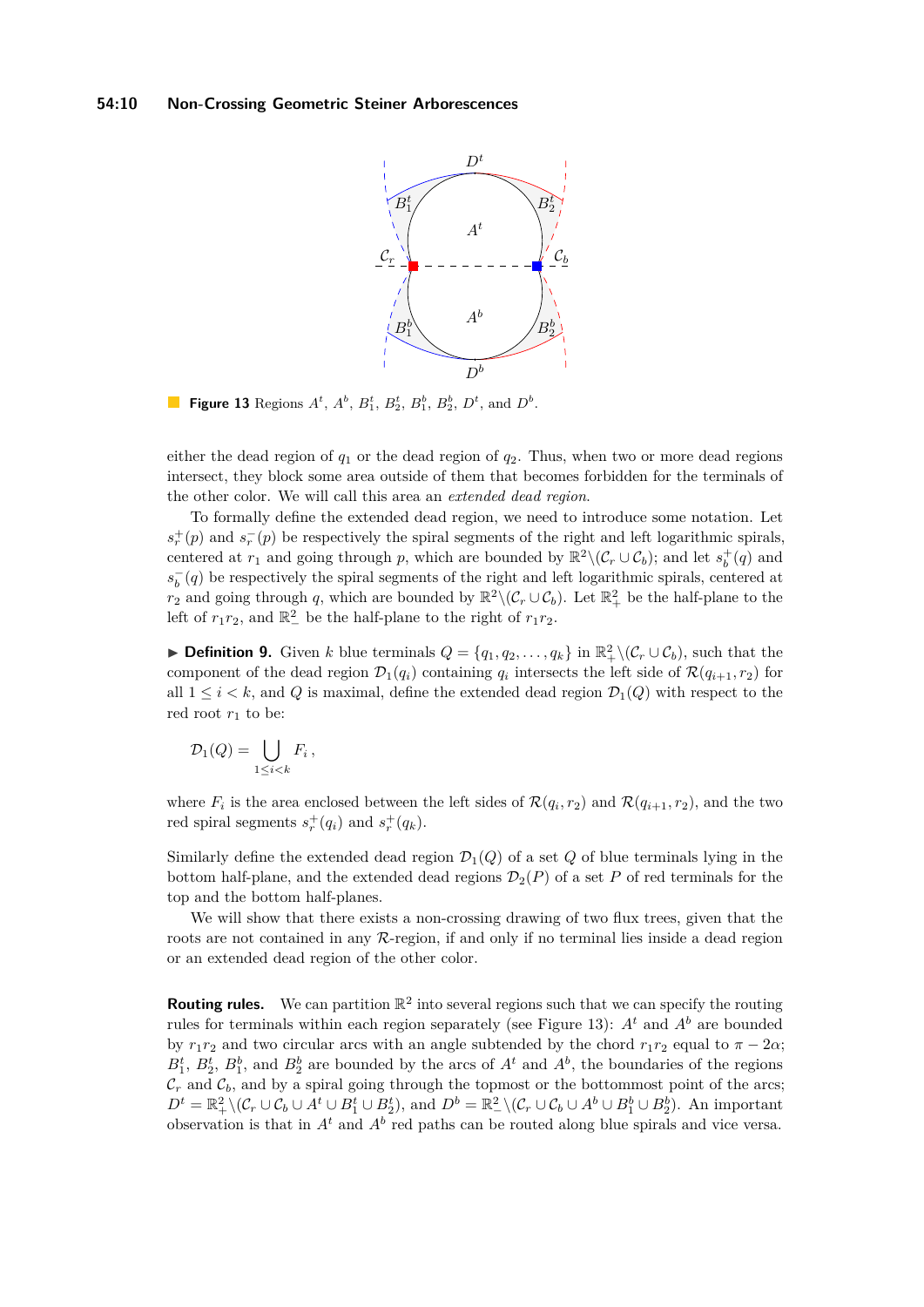**Figure 13** Regions $A^t$, $A^b$, $B_1^t$, $B_2^t$, $B_1^b$, $B_2^b$, $D^t$, and $D^b$.

either the dead region of $q_1$ or the dead region of $q_2$. Thus, when two or more dead regions intersect, they block some area outside of them that becomes forbidden for the terminals of the other color. We will call this area an *extended dead region*.

To formally define the extended dead region, we need to introduce some notation. Let $s_r^+(p)$ and $s_r^-(p)$ be respectively the spiral segments of the right and left logarithmic spirals, centered at $r_1$ and going through $p$, which are bounded by $\mathbb{R}^2 \backslash (\mathcal{C}_r \cup \mathcal{C}_b)$; and let $s_b^+(q)$ and $s_b^-(q)$ be respectively the spiral segments of the right and left logarithmic spirals, centered at $r_2$ and going through $q$, which are bounded by $\mathbb{R}^2 \backslash (\mathcal{C}_r \cup \mathcal{C}_b)$. Let $\mathbb{R}_+^2$ be the half-plane to the left of $r_1 r_2$, and $\mathbb{R}_-^2$ be the half-plane to the right of $r_1 r_2$.

▶ **Definition 9.** Given $k$ blue terminals $Q = \{q_1, q_2, \dots, q_k\}$ in $\mathbb{R}_+^2 \backslash (\mathcal{C}_r \cup \mathcal{C}_b)$, such that the component of the dead region $\mathcal{D}_1(q_i)$ containing $q_i$ intersects the left side of $\mathcal{R}(q_{i+1}, r_2)$ for all $1 \leq i < k$, and $Q$ is maximal, define the extended dead region $\mathcal{D}_1(Q)$ with respect to the red root $r_1$ to be:

$$\mathcal{D}_1(Q) = \bigcup_{1 \leq i < k} F_i \,,$$

where $F_i$ is the area enclosed between the left sides of $\mathcal{R}(q_i, r_2)$ and $\mathcal{R}(q_{i+1}, r_2)$, and the two red spiral segments $s_r^+(q_i)$ and $s_r^+(q_k)$.

Similarly define the extended dead region $\mathcal{D}_1(Q)$ of a set $Q$ of blue terminals lying in the bottom half-plane, and the extended dead regions $\mathcal{D}_2(P)$ of a set $P$ of red terminals for the top and the bottom half-planes.

We will show that there exists a non-crossing drawing of two flux trees, given that the roots are not contained in any $\mathcal{R}$-region, if and only if no terminal lies inside a dead region or an extended dead region of the other color.

**Routing rules.** We can partition $\mathbb{R}^2$ into several regions such that we can specify the routing rules for terminals within each region separately (see Figure 13): $A^t$ and $A^b$ are bounded by $r_1 r_2$ and two circular arcs with an angle subtended by the chord $r_1 r_2$ equal to $\pi - 2\alpha$; $B_1^t$, $B_2^t$, $B_1^b$, and $B_2^b$ are bounded by the arcs of $A^t$ and $A^b$, the boundaries of the regions $\mathcal{C}_r$ and $\mathcal{C}_b$, and by a spiral going through the topmost or the bottommost point of the arcs; $D^t = \mathbb{R}_+^2 \backslash (\mathcal{C}_r \cup \mathcal{C}_b \cup A^t \cup B_1^t \cup B_2^t)$, and $D^b = \mathbb{R}_-^2 \backslash (\mathcal{C}_r \cup \mathcal{C}_b \cup A^b \cup B_1^b \cup B_2^b)$. An important observation is that in $A^t$ and $A^b$ red paths can be routed along blue spirals and vice versa.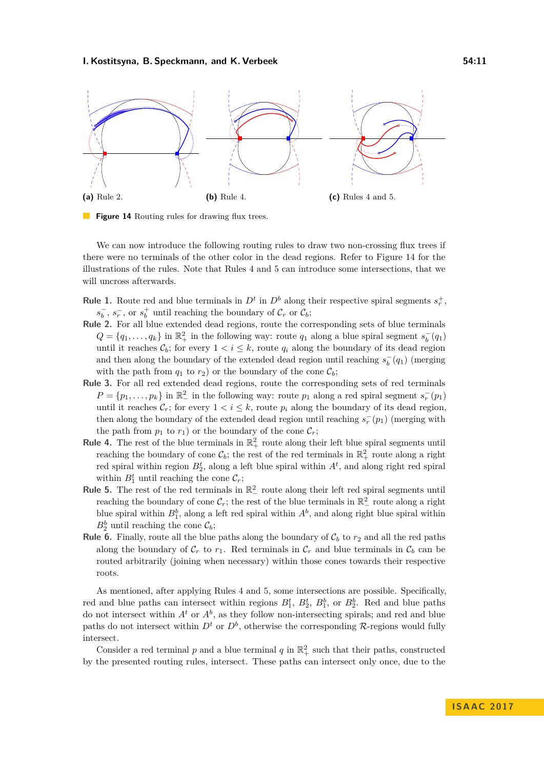(a) Rule 2.

(b) Rule 4.

(c) Rules 4 and 5.

**Figure 14** Routing rules for drawing flux trees.

We can now introduce the following routing rules to draw two non-crossing flux trees if there were no terminals of the other color in the dead regions. Refer to Figure 14 for the illustrations of the rules. Note that Rules 4 and 5 can introduce some intersections, that we will uncross afterwards.

**Rule 1.** Route red and blue terminals in $D^t$ in $D^b$ along their respective spiral segments $s_r^+$, $s_b^-$, $s_r^-$, or $s_b^+$ until reaching the boundary of $\mathcal{C}_r$ or $\mathcal{C}_b$;

**Rule 2.** For all blue extended dead regions, route the corresponding sets of blue terminals $Q = \{q_1, \ldots, q_k\}$ in $\mathbb{R}^2_+$ in the following way: route $q_1$ along a blue spiral segment $s_b^-(q_1)$ until it reaches $\mathcal{C}_b$; for every $1 < i \leq k$, route $q_i$ along the boundary of its dead region and then along the boundary of the extended dead region until reaching $s_b^-(q_1)$ (merging with the path from $q_1$ to $r_2$) or the boundary of the cone $\mathcal{C}_b$;

**Rule 3.** For all red extended dead regions, route the corresponding sets of red terminals $P = \{p_1, \ldots, p_k\}$ in $\mathbb{R}^2_-$ in the following way: route $p_1$ along a red spiral segment $s_r^-(p_1)$ until it reaches $\mathcal{C}_r$; for every $1 < i \leq k$, route $p_i$ along the boundary of its dead region, then along the boundary of the extended dead region until reaching $s_r^-(p_1)$ (merging with the path from $p_1$ to $r_1$) or the boundary of the cone $\mathcal{C}_r$;

**Rule 4.** The rest of the blue terminals in $\mathbb{R}^2_+$ route along their left blue spiral segments until reaching the boundary of cone $\mathcal{C}_b$; the rest of the red terminals in $\mathbb{R}^2_+$ route along a right red spiral within region $B_2^t$, along a left blue spiral within $A^t$, and along right red spiral within $B_1^t$ until reaching the cone $\mathcal{C}_r$;

**Rule 5.** The rest of the red terminals in $\mathbb{R}^2_-$ route along their left red spiral segments until reaching the boundary of cone $\mathcal{C}_r$; the rest of the blue terminals in $\mathbb{R}^2_-$ route along a right blue spiral within $B_1^b$, along a left red spiral within $A^b$, and along right blue spiral within $B_2^b$ until reaching the cone $\mathcal{C}_b$;

**Rule 6.** Finally, route all the blue paths along the boundary of $\mathcal{C}_b$ to $r_2$ and all the red paths along the boundary of $\mathcal{C}_r$ to $r_1$. Red terminals in $\mathcal{C}_r$ and blue terminals in $\mathcal{C}_b$ can be routed arbitrarily (joining when necessary) within those cones towards their respective roots.

As mentioned, after applying Rules 4 and 5, some intersections are possible. Specifically, red and blue paths can intersect within regions $B_1^t$, $B_2^t$, $B_1^b$, or $B_2^b$. Red and blue paths do not intersect within $A^t$ or $A^b$, as they follow non-intersecting spirals; and red and blue paths do not intersect within $D^t$ or $D^b$, otherwise the corresponding $\mathcal{R}$-regions would fully intersect.

Consider a red terminal $p$ and a blue terminal $q$ in $\mathbb{R}^2_+$ such that their paths, constructed by the presented routing rules, intersect. These paths can intersect only once, due to the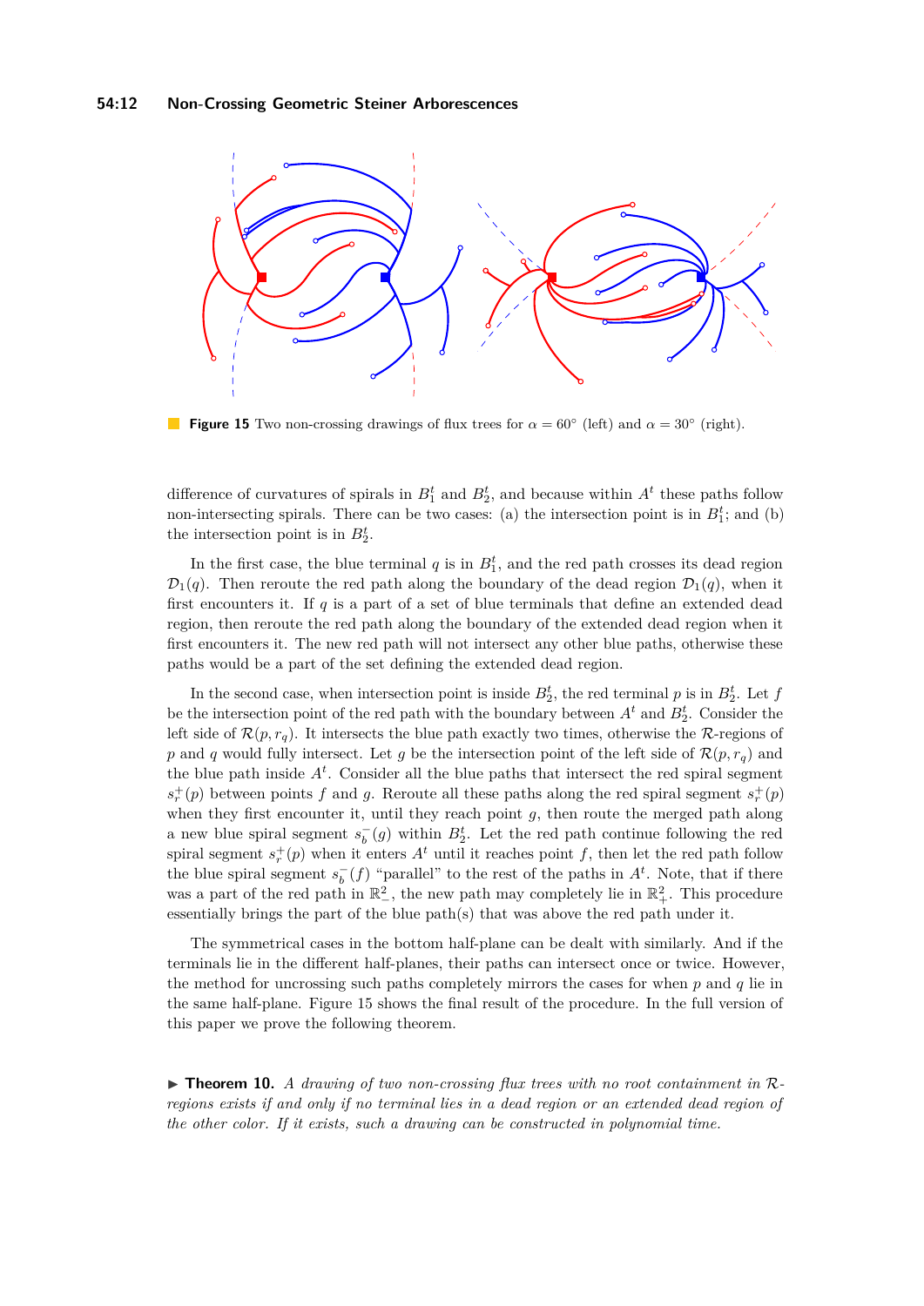**Figure 15** Two non-crossing drawings of flux trees for $\alpha = 60°$ (left) and $\alpha = 30°$ (right).

difference of curvatures of spirals in $B_1^t$ and $B_2^t$, and because within $A^t$ these paths follow non-intersecting spirals. There can be two cases: (a) the intersection point is in $B_1^t$; and (b) the intersection point is in $B_2^t$.

In the first case, the blue terminal $q$ is in $B_1^t$, and the red path crosses its dead region $\mathcal{D}_1(q)$. Then reroute the red path along the boundary of the dead region $\mathcal{D}_1(q)$, when it first encounters it. If $q$ is a part of a set of blue terminals that define an extended dead region, then reroute the red path along the boundary of the extended dead region when it first encounters it. The new red path will not intersect any other blue paths, otherwise these paths would be a part of the set defining the extended dead region.

In the second case, when intersection point is inside $B_2^t$, the red terminal $p$ is in $B_2^t$. Let $f$ be the intersection point of the red path with the boundary between $A^t$ and $B_2^t$. Consider the left side of $\mathcal{R}(p, r_q)$. It intersects the blue path exactly two times, otherwise the $\mathcal{R}$-regions of $p$ and $q$ would fully intersect. Let $g$ be the intersection point of the left side of $\mathcal{R}(p, r_q)$ and the blue path inside $A^t$. Consider all the blue paths that intersect the red spiral segment $s_r^+(p)$ between points $f$ and $g$. Reroute all these paths along the red spiral segment $s_r^+(p)$ when they first encounter it, until they reach point $g$, then route the merged path along a new blue spiral segment $s_b^-(g)$ within $B_2^t$. Let the red path continue following the red spiral segment $s_r^+(p)$ when it enters $A^t$ until it reaches point $f$, then let the red path follow the blue spiral segment $s_b^-(f)$ "parallel" to the rest of the paths in $A^t$. Note, that if there was a part of the red path in $\mathbb{R}_-^2$, the new path may completely lie in $\mathbb{R}_+^2$. This procedure essentially brings the part of the blue path(s) that was above the red path under it.

The symmetrical cases in the bottom half-plane can be dealt with similarly. And if the terminals lie in the different half-planes, their paths can intersect once or twice. However, the method for uncrossing such paths completely mirrors the cases for when $p$ and $q$ lie in the same half-plane. Figure 15 shows the final result of the procedure. In the full version of this paper we prove the following theorem.

▶ **Theorem 10.** *A drawing of two non-crossing flux trees with no root containment in $\mathcal{R}$-regions exists if and only if no terminal lies in a dead region or an extended dead region of the other color. If it exists, such a drawing can be constructed in polynomial time.*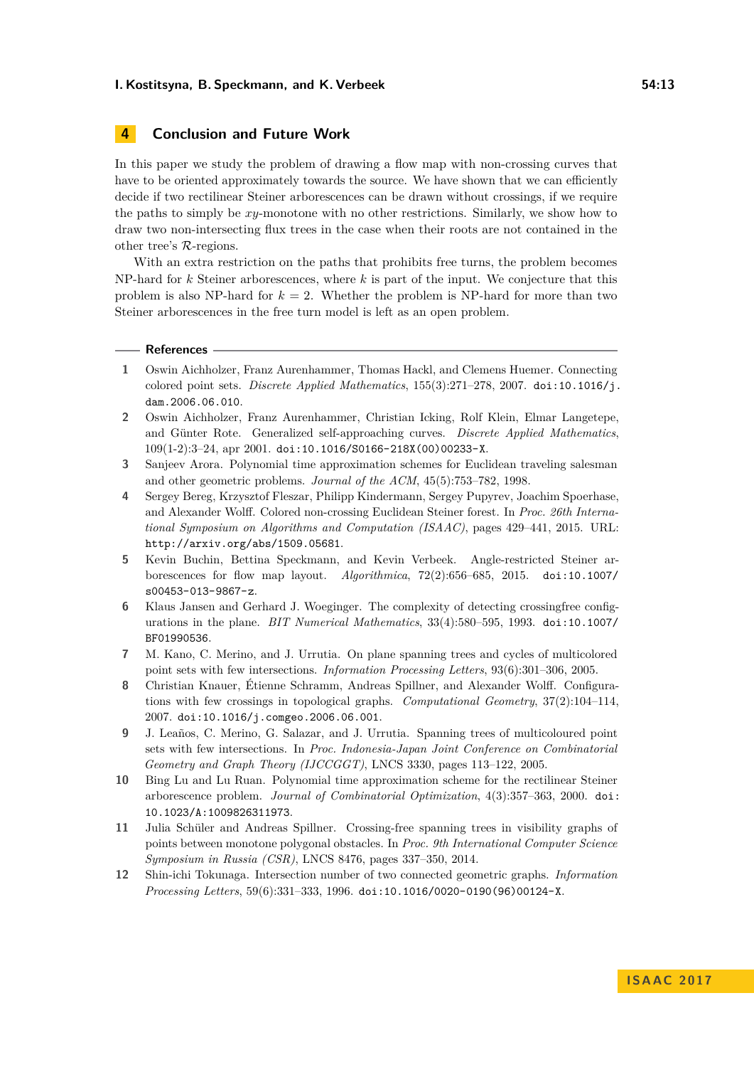## 4 Conclusion and Future Work

In this paper we study the problem of drawing a flow map with non-crossing curves that have to be oriented approximately towards the source. We have shown that we can efficiently decide if two rectilinear Steiner arborescences can be drawn without crossings, if we require the paths to simply be $xy$-monotone with no other restrictions. Similarly, we show how to draw two non-intersecting flux trees in the case when their roots are not contained in the other tree's $\mathcal{R}$-regions.

With an extra restriction on the paths that prohibits free turns, the problem becomes NP-hard for $k$ Steiner arborescences, where $k$ is part of the input. We conjecture that this problem is also NP-hard for $k = 2$. Whether the problem is NP-hard for more than two Steiner arborescences in the free turn model is left as an open problem.

### References

1. Oswin Aichholzer, Franz Aurenhammer, Thomas Hackl, and Clemens Huemer. Connecting colored point sets. *Discrete Applied Mathematics*, 155(3):271–278, 2007. doi:10.1016/j.dam.2006.06.010.
2. Oswin Aichholzer, Franz Aurenhammer, Christian Icking, Rolf Klein, Elmar Langetepe, and Günter Rote. Generalized self-approaching curves. *Discrete Applied Mathematics*, 109(1-2):3–24, apr 2001. doi:10.1016/S0166-218X(00)00233-X.
3. Sanjeev Arora. Polynomial time approximation schemes for Euclidean traveling salesman and other geometric problems. *Journal of the ACM*, 45(5):753–782, 1998.
4. Sergey Bereg, Krzysztof Fleszar, Philipp Kindermann, Sergey Pupyrev, Joachim Spoerhase, and Alexander Wolff. Colored non-crossing Euclidean Steiner forest. In *Proc. 26th International Symposium on Algorithms and Computation (ISAAC)*, pages 429–441, 2015. URL: http://arxiv.org/abs/1509.05681.
5. Kevin Buchin, Bettina Speckmann, and Kevin Verbeek. Angle-restricted Steiner arborescences for flow map layout. *Algorithmica*, 72(2):656–685, 2015. doi:10.1007/s00453-013-9867-z.
6. Klaus Jansen and Gerhard J. Woeginger. The complexity of detecting crossingfree configurations in the plane. *BIT Numerical Mathematics*, 33(4):580–595, 1993. doi:10.1007/BF01990536.
7. M. Kano, C. Merino, and J. Urrutia. On plane spanning trees and cycles of multicolored point sets with few intersections. *Information Processing Letters*, 93(6):301–306, 2005.
8. Christian Knauer, Étienne Schramm, Andreas Spillner, and Alexander Wolff. Configurations with few crossings in topological graphs. *Computational Geometry*, 37(2):104–114, 2007. doi:10.1016/j.comgeo.2006.06.001.
9. J. Leaños, C. Merino, G. Salazar, and J. Urrutia. Spanning trees of multicoloured point sets with few intersections. In *Proc. Indonesia-Japan Joint Conference on Combinatorial Geometry and Graph Theory (IJCCGGT)*, LNCS 3330, pages 113–122, 2005.
10. Bing Lu and Lu Ruan. Polynomial time approximation scheme for the rectilinear Steiner arborescence problem. *Journal of Combinatorial Optimization*, 4(3):357–363, 2000. doi:10.1023/A:1009826311973.
11. Julia Schüler and Andreas Spillner. Crossing-free spanning trees in visibility graphs of points between monotone polygonal obstacles. In *Proc. 9th International Computer Science Symposium in Russia (CSR)*, LNCS 8476, pages 337–350, 2014.
12. Shin-ichi Tokunaga. Intersection number of two connected geometric graphs. *Information Processing Letters*, 59(6):331–333, 1996. doi:10.1016/0020-0190(96)00124-X.